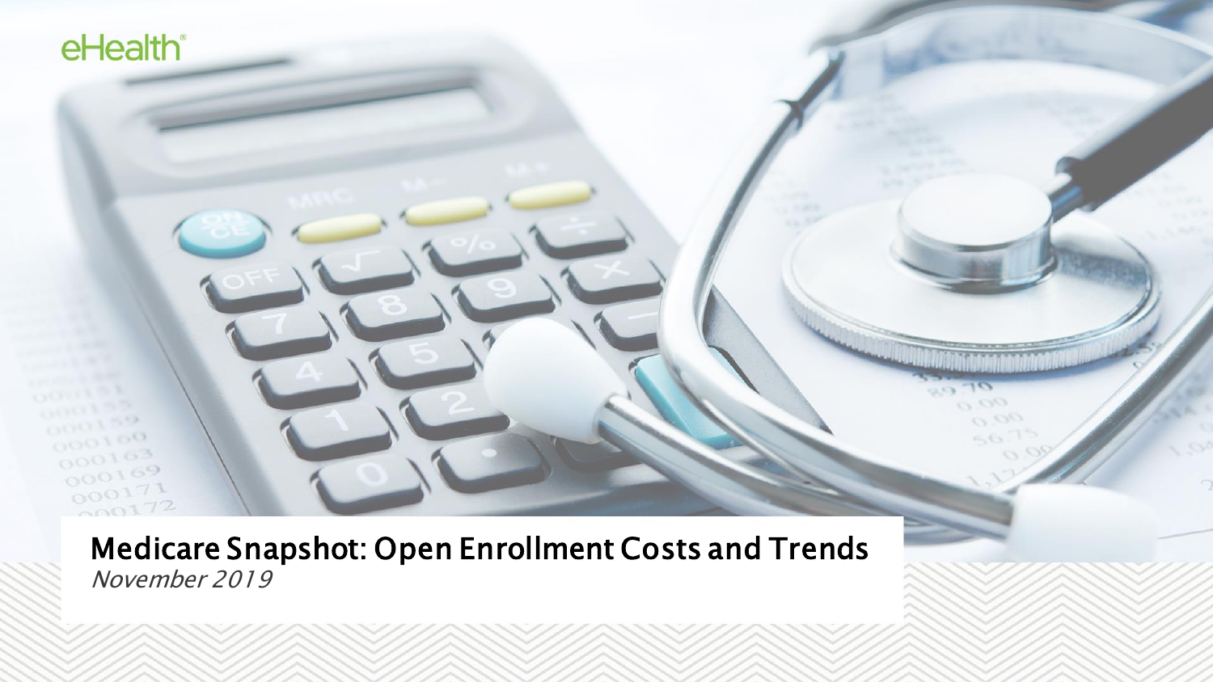eHealth

# Medicare Snapshot: Open Enrollment Costs and Trends

*November 2019*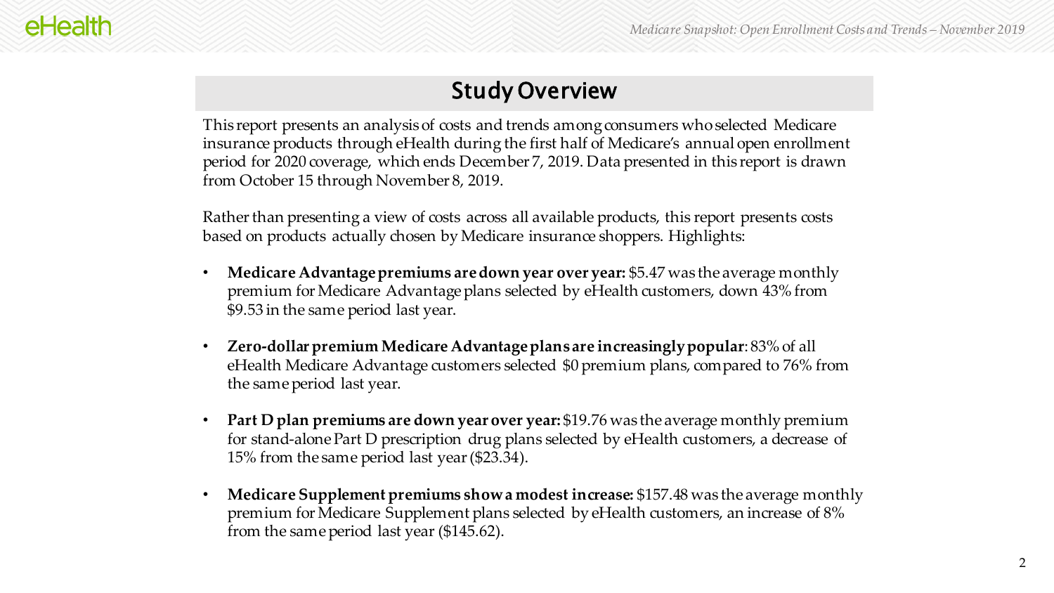## Study Overview

This report presents an analysis of costs and trends among consumers who selected Medicare insurance products through eHealth during the first half of Medicare's annual open enrollment period for 2020 coverage, which ends December 7, 2019. Data presented in this report is drawn from October 15 through November 8, 2019.

Rather than presenting a view of costs across all available products, this report presents costs based on products actually chosen by Medicare insurance shoppers. Highlights:

- **Medicare Advantage premiums are down year over year:** $5.47 was the average monthly premium for Medicare Advantage plans selected by eHealth customers, down 43% from $9.53 in the same period last year.
- **Zero-dollar premium Medicare Advantage plans are increasingly popular**: 83% of all eHealth Medicare Advantage customers selected $0 premium plans, compared to 76% from the same period last year.
- **Part D plan premiums are down year over year:** $19.76 was the average monthly premium for stand-alone Part D prescription drug plans selected by eHealth customers, a decrease of 15% from the same period last year ($23.34).
- **Medicare Supplement premiums show a modest increase:** $157.48 was the average monthly premium for Medicare Supplement plans selected by eHealth customers, an increase of 8% from the same period last year ($145.62).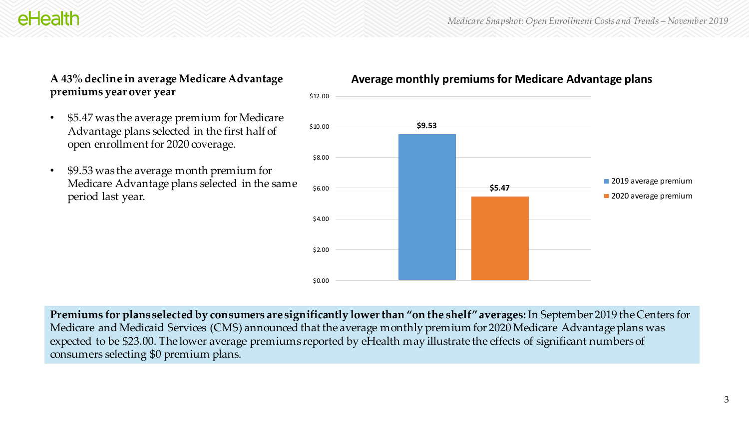### A 43% decline in average Medicare Advantage premiums year over year

- $5.47 was the average premium for Medicare Advantage plans selected in the first half of open enrollment for 2020 coverage.
- $9.53 was the average month premium for Medicare Advantage plans selected in the same period last year.

**Average monthly premiums for Medicare Advantage plans**

| | Average premium |
|---|---|
| 2019 average premium | $9.53 |
| 2020 average premium | $5.47 |

**Premiums for plans selected by consumers are significantly lower than "on the shelf" averages:** In September 2019 the Centers for Medicare and Medicaid Services (CMS) announced that the average monthly premium for 2020 Medicare Advantage plans was expected to be $23.00. The lower average premiums reported by eHealth may illustrate the effects of significant numbers of consumers selecting $0 premium plans.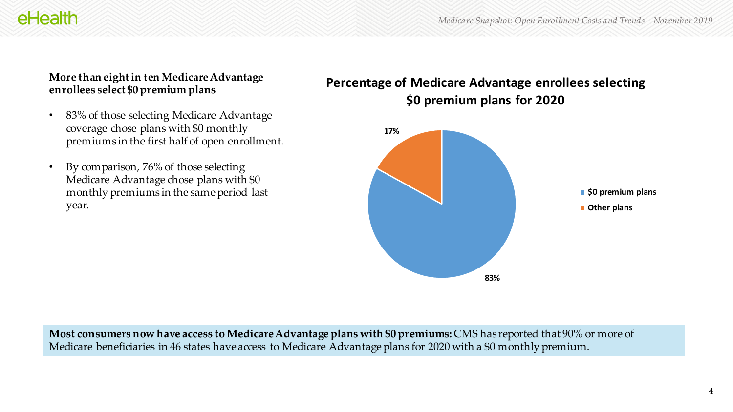**More than eight in ten Medicare Advantage enrollees select $0 premium plans**

- 83% of those selecting Medicare Advantage coverage chose plans with $0 monthly premiums in the first half of open enrollment.
- By comparison, 76% of those selecting Medicare Advantage chose plans with $0 monthly premiums in the same period last year.

**Percentage of Medicare Advantage enrollees selecting $0 premium plans for 2020**

| Plan type | Percentage |
|---|---|
| $0 premium plans | 83% |
| Other plans | 17% |

**Most consumers now have access to Medicare Advantage plans with $0 premiums:** CMS has reported that 90% or more of Medicare beneficiaries in 46 states have access to Medicare Advantage plans for 2020 with a $0 monthly premium.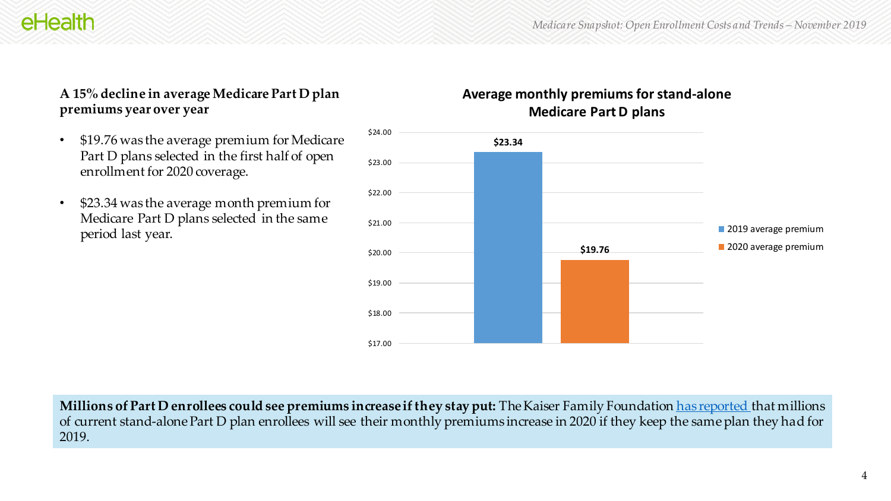**A 15% decline in average Medicare Part D plan premiums year over year**

- $19.76 was the average premium for Medicare Part D plans selected in the first half of open enrollment for 2020 coverage.
- $23.34 was the average month premium for Medicare Part D plans selected in the same period last year.

**Average monthly premiums for stand-alone Medicare Part D plans**

| | Average premium |
|---|---|
| 2019 average premium | $23.34 |
| 2020 average premium | $19.76 |

**Millions of Part D enrollees could see premiums increase if they stay put:** The Kaiser Family Foundation has reported that millions of current stand-alone Part D plan enrollees will see their monthly premiums increase in 2020 if they keep the same plan they had for 2019.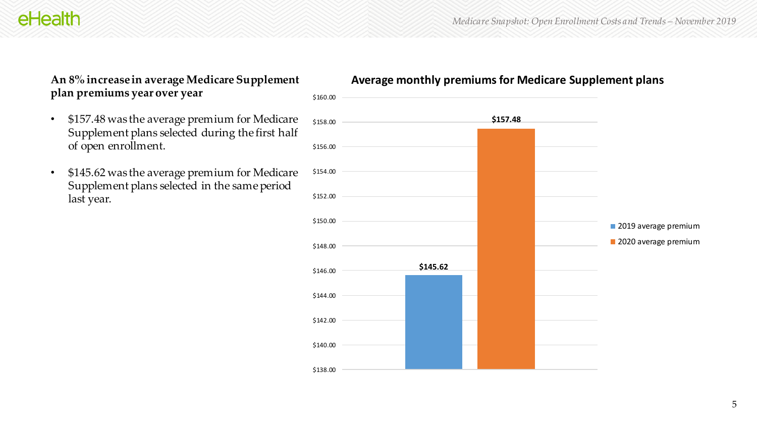**An 8% increase in average Medicare Supplement plan premiums year over year**

- $157.48 was the average premium for Medicare Supplement plans selected during the first half of open enrollment.
- $145.62 was the average premium for Medicare Supplement plans selected in the same period last year.

**Average monthly premiums for Medicare Supplement plans**

| | 2019 average premium | 2020 average premium |
|---|---|---|
| Average monthly premium | $145.62 | $157.48 |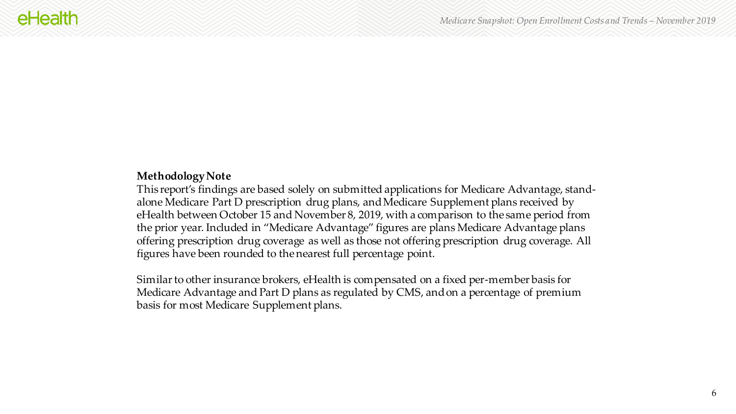**Methodology Note**

This report's findings are based solely on submitted applications for Medicare Advantage, stand-alone Medicare Part D prescription drug plans, and Medicare Supplement plans received by eHealth between October 15 and November 8, 2019, with a comparison to the same period from the prior year. Included in "Medicare Advantage" figures are plans Medicare Advantage plans offering prescription drug coverage as well as those not offering prescription drug coverage. All figures have been rounded to the nearest full percentage point.

Similar to other insurance brokers, eHealth is compensated on a fixed per-member basis for Medicare Advantage and Part D plans as regulated by CMS, and on a percentage of premium basis for most Medicare Supplement plans.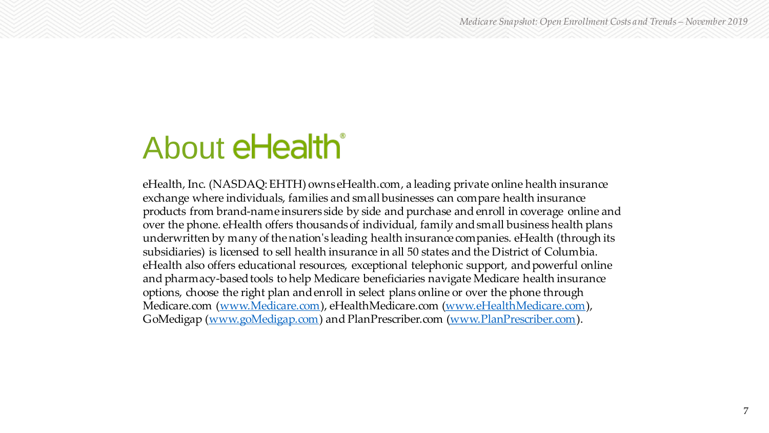# About eHealth®

eHealth, Inc. (NASDAQ: EHTH) owns eHealth.com, a leading private online health insurance exchange where individuals, families and small businesses can compare health insurance products from brand-name insurers side by side and purchase and enroll in coverage online and over the phone. eHealth offers thousands of individual, family and small business health plans underwritten by many of the nation's leading health insurance companies. eHealth (through its subsidiaries) is licensed to sell health insurance in all 50 states and the District of Columbia. eHealth also offers educational resources, exceptional telephonic support, and powerful online and pharmacy-based tools to help Medicare beneficiaries navigate Medicare health insurance options, choose the right plan and enroll in select plans online or over the phone through Medicare.com (www.Medicare.com), eHealthMedicare.com (www.eHealthMedicare.com), GoMedigap (www.goMedigap.com) and PlanPrescriber.com (www.PlanPrescriber.com).